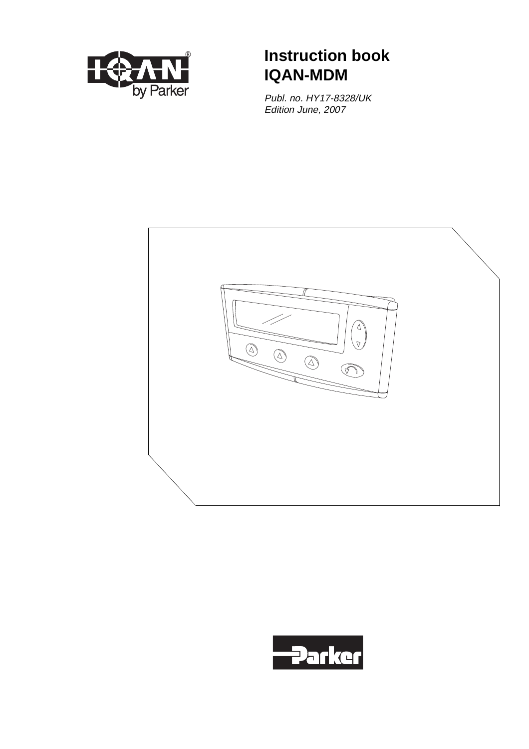# Instruction book IQAN-MDM

*Publ. no. HY17-8328/UK*
*Edition June, 2007*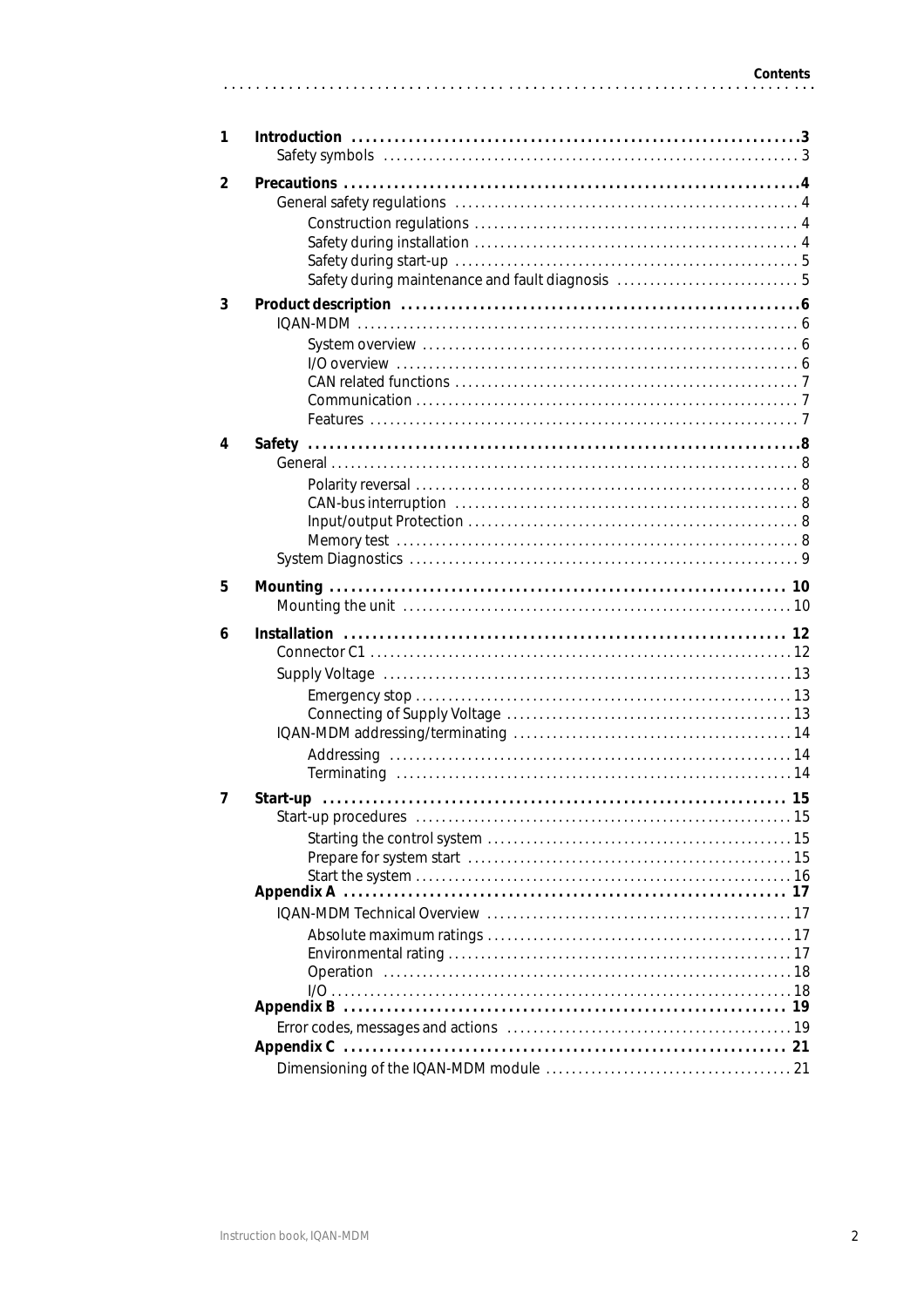# Contents

**1 Introduction** .... **3**
- Safety symbols .... 3

**2 Precautions** .... **4**
- General safety regulations .... 4
  - Construction regulations .... 4
  - Safety during installation .... 4
  - Safety during start-up .... 5
  - Safety during maintenance and fault diagnosis .... 5

**3 Product description** .... **6**
- IQAN-MDM .... 6
  - System overview .... 6
  - I/O overview .... 6
  - CAN related functions .... 7
  - Communication .... 7
  - Features .... 7

**4 Safety** .... **8**
- General .... 8
  - Polarity reversal .... 8
  - CAN-bus interruption .... 8
  - Input/output Protection .... 8
  - Memory test .... 8
- System Diagnostics .... 9

**5 Mounting** .... **10**
- Mounting the unit .... 10

**6 Installation** .... **12**
- Connector C1 .... 12
- Supply Voltage .... 13
  - Emergency stop .... 13
  - Connecting of Supply Voltage .... 13
- IQAN-MDM addressing/terminating .... 14
  - Addressing .... 14
  - Terminating .... 14

**7 Start-up** .... **15**
- Start-up procedures .... 15
  - Starting the control system .... 15
  - Prepare for system start .... 15
  - Start the system .... 16

**Appendix A** .... **17**
- IQAN-MDM Technical Overview .... 17
  - Absolute maximum ratings .... 17
  - Environmental rating .... 17
  - Operation .... 18
  - I/O .... 18

**Appendix B** .... **19**
- Error codes, messages and actions .... 19

**Appendix C** .... **21**
- Dimensioning of the IQAN-MDM module .... 21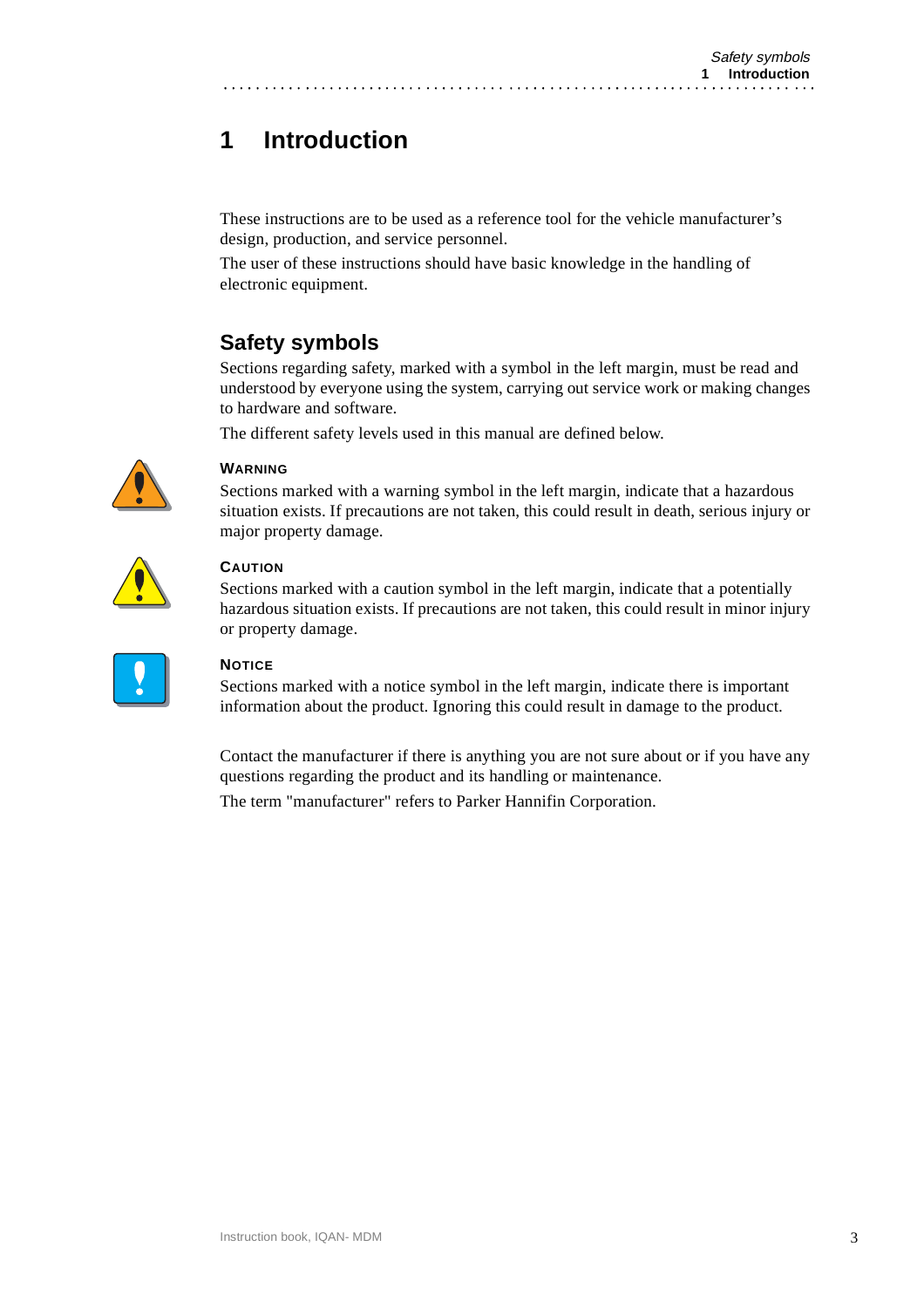# 1 Introduction

These instructions are to be used as a reference tool for the vehicle manufacturer's design, production, and service personnel.

The user of these instructions should have basic knowledge in the handling of electronic equipment.

## Safety symbols

Sections regarding safety, marked with a symbol in the left margin, must be read and understood by everyone using the system, carrying out service work or making changes to hardware and software.

The different safety levels used in this manual are defined below.

#### WARNING

Sections marked with a warning symbol in the left margin, indicate that a hazardous situation exists. If precautions are not taken, this could result in death, serious injury or major property damage.

#### CAUTION

Sections marked with a caution symbol in the left margin, indicate that a potentially hazardous situation exists. If precautions are not taken, this could result in minor injury or property damage.

#### NOTICE

Sections marked with a notice symbol in the left margin, indicate there is important information about the product. Ignoring this could result in damage to the product.

Contact the manufacturer if there is anything you are not sure about or if you have any questions regarding the product and its handling or maintenance.

The term "manufacturer" refers to Parker Hannifin Corporation.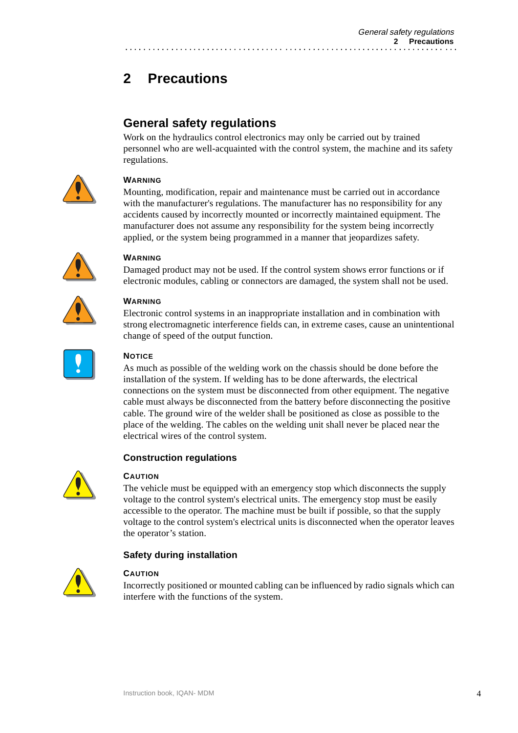# 2 Precautions

## General safety regulations

Work on the hydraulics control electronics may only be carried out by trained personnel who are well-acquainted with the control system, the machine and its safety regulations.

**WARNING**

Mounting, modification, repair and maintenance must be carried out in accordance with the manufacturer's regulations. The manufacturer has no responsibility for any accidents caused by incorrectly mounted or incorrectly maintained equipment. The manufacturer does not assume any responsibility for the system being incorrectly applied, or the system being programmed in a manner that jeopardizes safety.

**WARNING**

Damaged product may not be used. If the control system shows error functions or if electronic modules, cabling or connectors are damaged, the system shall not be used.

**WARNING**

Electronic control systems in an inappropriate installation and in combination with strong electromagnetic interference fields can, in extreme cases, cause an unintentional change of speed of the output function.

**NOTICE**

As much as possible of the welding work on the chassis should be done before the installation of the system. If welding has to be done afterwards, the electrical connections on the system must be disconnected from other equipment. The negative cable must always be disconnected from the battery before disconnecting the positive cable. The ground wire of the welder shall be positioned as close as possible to the place of the welding. The cables on the welding unit shall never be placed near the electrical wires of the control system.

### Construction regulations

**CAUTION**

The vehicle must be equipped with an emergency stop which disconnects the supply voltage to the control system's electrical units. The emergency stop must be easily accessible to the operator. The machine must be built if possible, so that the supply voltage to the control system's electrical units is disconnected when the operator leaves the operator's station.

### Safety during installation

**CAUTION**

Incorrectly positioned or mounted cabling can be influenced by radio signals which can interfere with the functions of the system.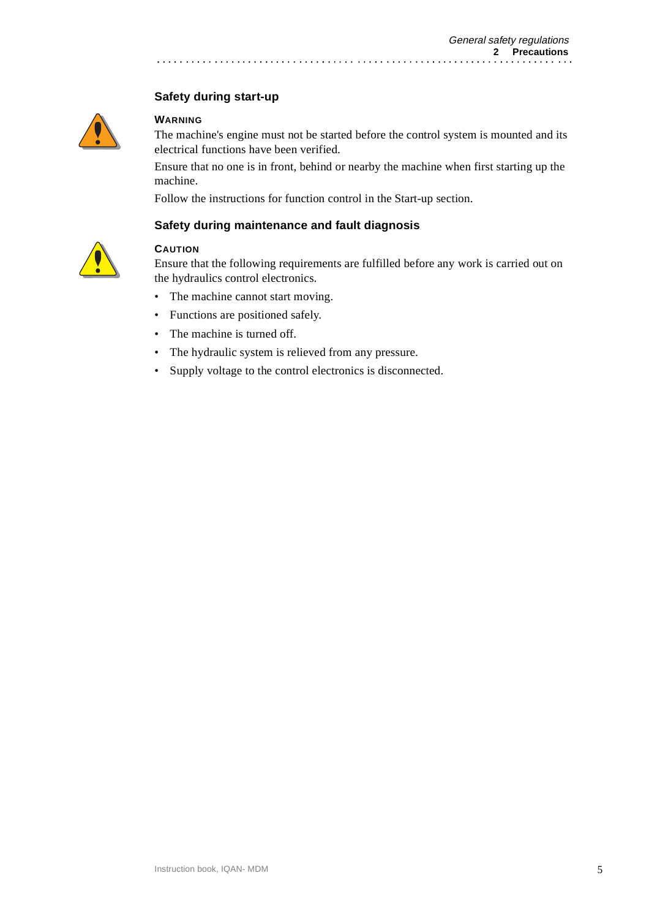### Safety during start-up

**WARNING**

The machine's engine must not be started before the control system is mounted and its electrical functions have been verified.

Ensure that no one is in front, behind or nearby the machine when first starting up the machine.

Follow the instructions for function control in the Start-up section.

### Safety during maintenance and fault diagnosis

**CAUTION**

Ensure that the following requirements are fulfilled before any work is carried out on the hydraulics control electronics.

- The machine cannot start moving.
- Functions are positioned safely.
- The machine is turned off.
- The hydraulic system is relieved from any pressure.
- Supply voltage to the control electronics is disconnected.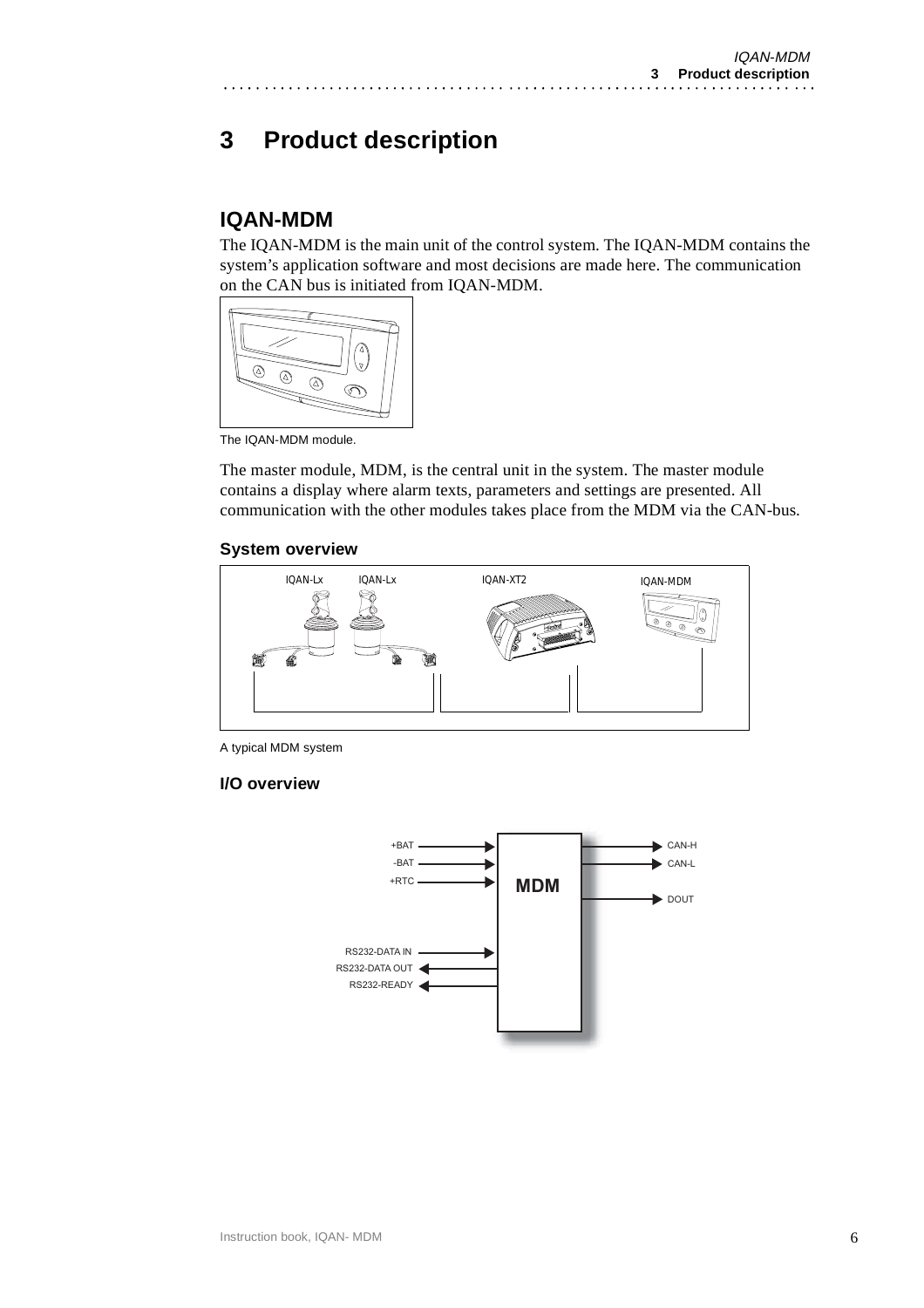# 3 Product description

## IQAN-MDM

The IQAN-MDM is the main unit of the control system. The IQAN-MDM contains the system's application software and most decisions are made here. The communication on the CAN bus is initiated from IQAN-MDM.

The IQAN-MDM module.

The master module, MDM, is the central unit in the system. The master module contains a display where alarm texts, parameters and settings are presented. All communication with the other modules takes place from the MDM via the CAN-bus.

### System overview

A typical MDM system

### I/O overview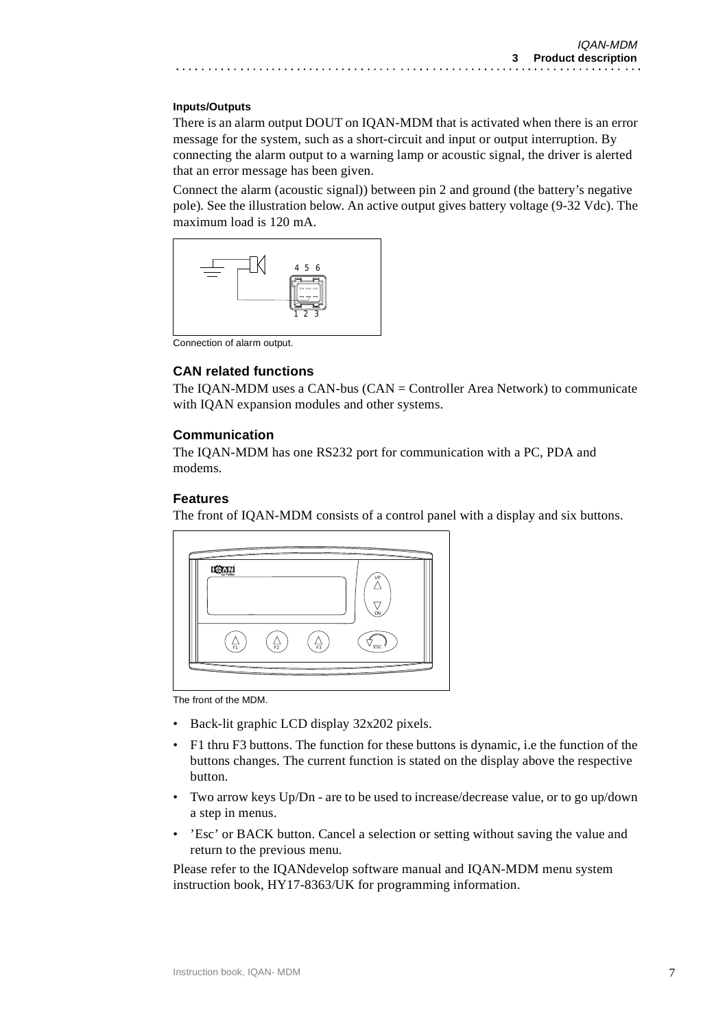#### Inputs/Outputs

There is an alarm output DOUT on IQAN-MDM that is activated when there is an error message for the system, such as a short-circuit and input or output interruption. By connecting the alarm output to a warning lamp or acoustic signal, the driver is alerted that an error message has been given.

Connect the alarm (acoustic signal)) between pin 2 and ground (the battery's negative pole). See the illustration below. An active output gives battery voltage (9-32 Vdc). The maximum load is 120 mA.

Connection of alarm output.

### CAN related functions

The IQAN-MDM uses a CAN-bus (CAN = Controller Area Network) to communicate with IQAN expansion modules and other systems.

### Communication

The IQAN-MDM has one RS232 port for communication with a PC, PDA and modems.

### Features

The front of IQAN-MDM consists of a control panel with a display and six buttons.

The front of the MDM.

- Back-lit graphic LCD display 32x202 pixels.
- F1 thru F3 buttons. The function for these buttons is dynamic, i.e the function of the buttons changes. The current function is stated on the display above the respective button.
- Two arrow keys Up/Dn - are to be used to increase/decrease value, or to go up/down a step in menus.
- 'Esc' or BACK button. Cancel a selection or setting without saving the value and return to the previous menu.

Please refer to the IQANdevelop software manual and IQAN-MDM menu system instruction book, HY17-8363/UK for programming information.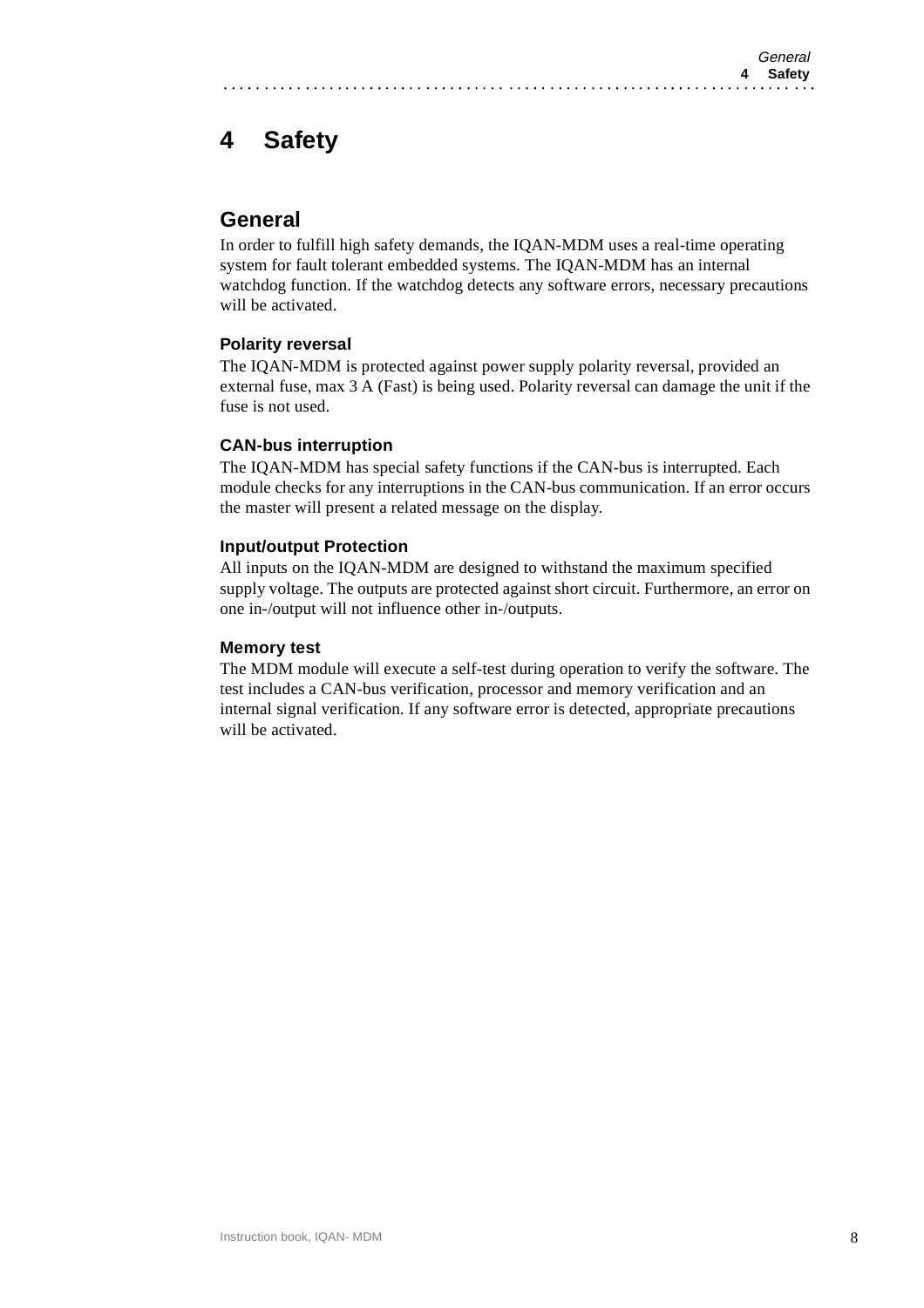# 4 Safety

## General

In order to fulfill high safety demands, the IQAN-MDM uses a real-time operating system for fault tolerant embedded systems. The IQAN-MDM has an internal watchdog function. If the watchdog detects any software errors, necessary precautions will be activated.

### Polarity reversal

The IQAN-MDM is protected against power supply polarity reversal, provided an external fuse, max 3 A (Fast) is being used. Polarity reversal can damage the unit if the fuse is not used.

### CAN-bus interruption

The IQAN-MDM has special safety functions if the CAN-bus is interrupted. Each module checks for any interruptions in the CAN-bus communication. If an error occurs the master will present a related message on the display.

### Input/output Protection

All inputs on the IQAN-MDM are designed to withstand the maximum specified supply voltage. The outputs are protected against short circuit. Furthermore, an error on one in-/output will not influence other in-/outputs.

### Memory test

The MDM module will execute a self-test during operation to verify the software. The test includes a CAN-bus verification, processor and memory verification and an internal signal verification. If any software error is detected, appropriate precautions will be activated.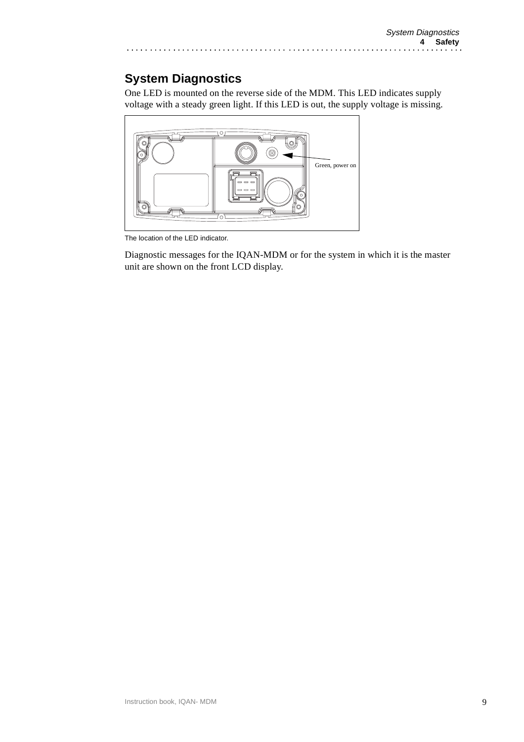## System Diagnostics

One LED is mounted on the reverse side of the MDM. This LED indicates supply voltage with a steady green light. If this LED is out, the supply voltage is missing.

Green, power on

The location of the LED indicator.

Diagnostic messages for the IQAN-MDM or for the system in which it is the master unit are shown on the front LCD display.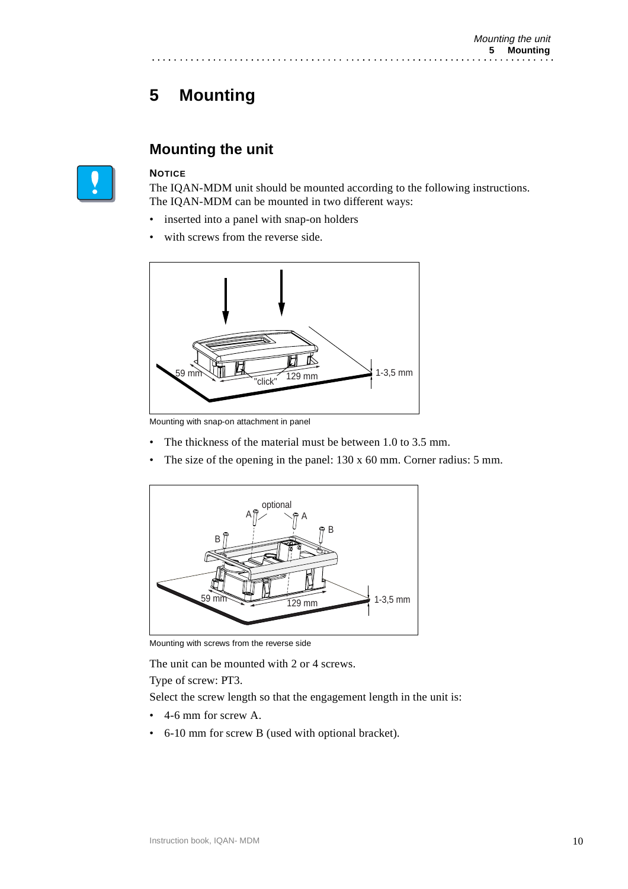# 5 Mounting

## Mounting the unit

**NOTICE**

The IQAN-MDM unit should be mounted according to the following instructions. The IQAN-MDM can be mounted in two different ways:

- inserted into a panel with snap-on holders
- with screws from the reverse side.

Mounting with snap-on attachment in panel

- The thickness of the material must be between 1.0 to 3.5 mm.
- The size of the opening in the panel: 130 x 60 mm. Corner radius: 5 mm.

Mounting with screws from the reverse side

The unit can be mounted with 2 or 4 screws.

Type of screw: PT3.

Select the screw length so that the engagement length in the unit is:

- 4-6 mm for screw A.
- 6-10 mm for screw B (used with optional bracket).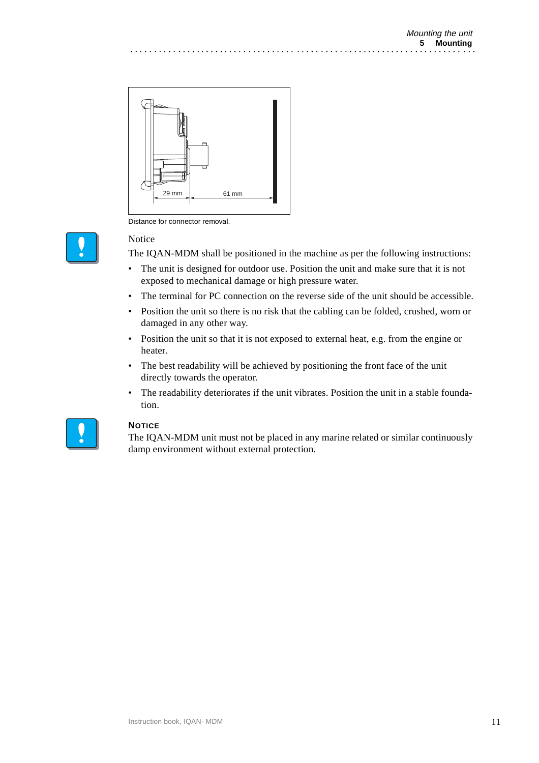Distance for connector removal.

Notice

The IQAN-MDM shall be positioned in the machine as per the following instructions:

- The unit is designed for outdoor use. Position the unit and make sure that it is not exposed to mechanical damage or high pressure water.
- The terminal for PC connection on the reverse side of the unit should be accessible.
- Position the unit so there is no risk that the cabling can be folded, crushed, worn or damaged in any other way.
- Position the unit so that it is not exposed to external heat, e.g. from the engine or heater.
- The best readability will be achieved by positioning the front face of the unit directly towards the operator.
- The readability deteriorates if the unit vibrates. Position the unit in a stable foundation.

**NOTICE**

The IQAN-MDM unit must not be placed in any marine related or similar continuously damp environment without external protection.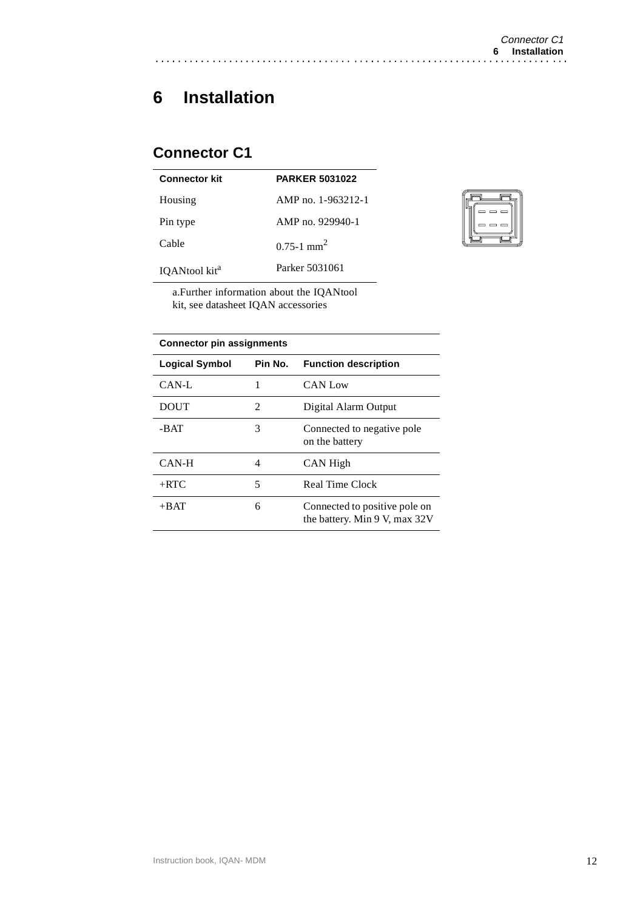# 6 Installation

## Connector C1

| Connector kit | PARKER 5031022 |
|---|---|
| Housing | AMP no. 1-963212-1 |
| Pin type | AMP no. 929940-1 |
| Cable | 0.75-1 $mm^2$ |
| IQANtool kit[a] | Parker 5031061 |

a. Further information about the IQANtool kit, see datasheet IQAN accessories

| Connector pin assignments | | |
|---|---|---|
| **Logical Symbol** | **Pin No.** | **Function description** |
| CAN-L | 1 | CAN Low |
| DOUT | 2 | Digital Alarm Output |
| -BAT | 3 | Connected to negative pole on the battery |
| CAN-H | 4 | CAN High |
| +RTC | 5 | Real Time Clock |
| +BAT | 6 | Connected to positive pole on the battery. Min 9 V, max 32V |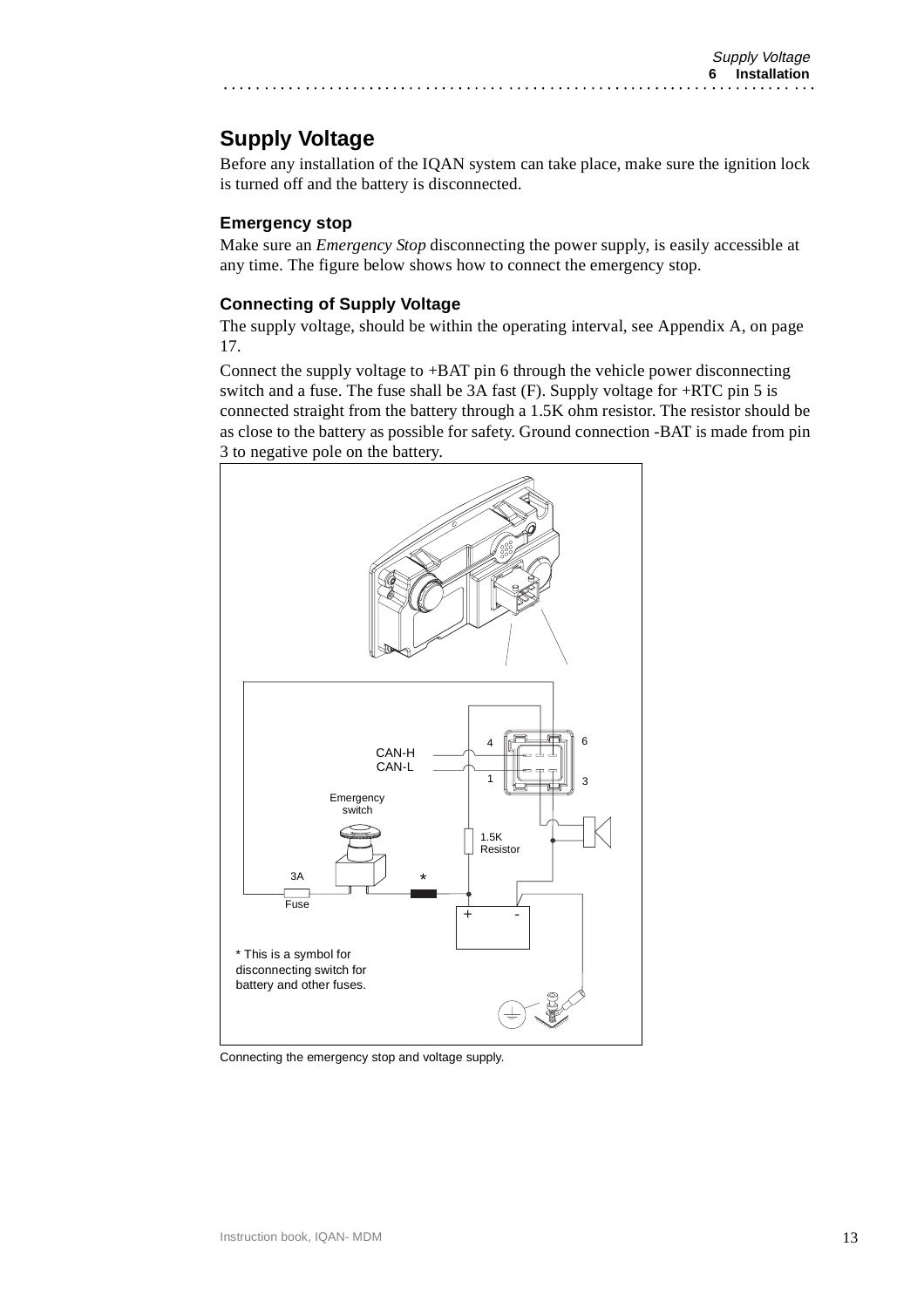## Supply Voltage

Before any installation of the IQAN system can take place, make sure the ignition lock is turned off and the battery is disconnected.

### Emergency stop

Make sure an *Emergency Stop* disconnecting the power supply, is easily accessible at any time. The figure below shows how to connect the emergency stop.

### Connecting of Supply Voltage

The supply voltage, should be within the operating interval, see Appendix A, on page 17.

Connect the supply voltage to +BAT pin 6 through the vehicle power disconnecting switch and a fuse. The fuse shall be 3A fast (F). Supply voltage for +RTC pin 5 is connected straight from the battery through a 1.5K ohm resistor. The resistor should be as close to the battery as possible for safety. Ground connection -BAT is made from pin 3 to negative pole on the battery.

CAN-H
CAN-L
4
6
1
3
Emergency switch
1.5K Resistor
3A
Fuse
*
+
-

* This is a symbol for disconnecting switch for battery and other fuses.

Connecting the emergency stop and voltage supply.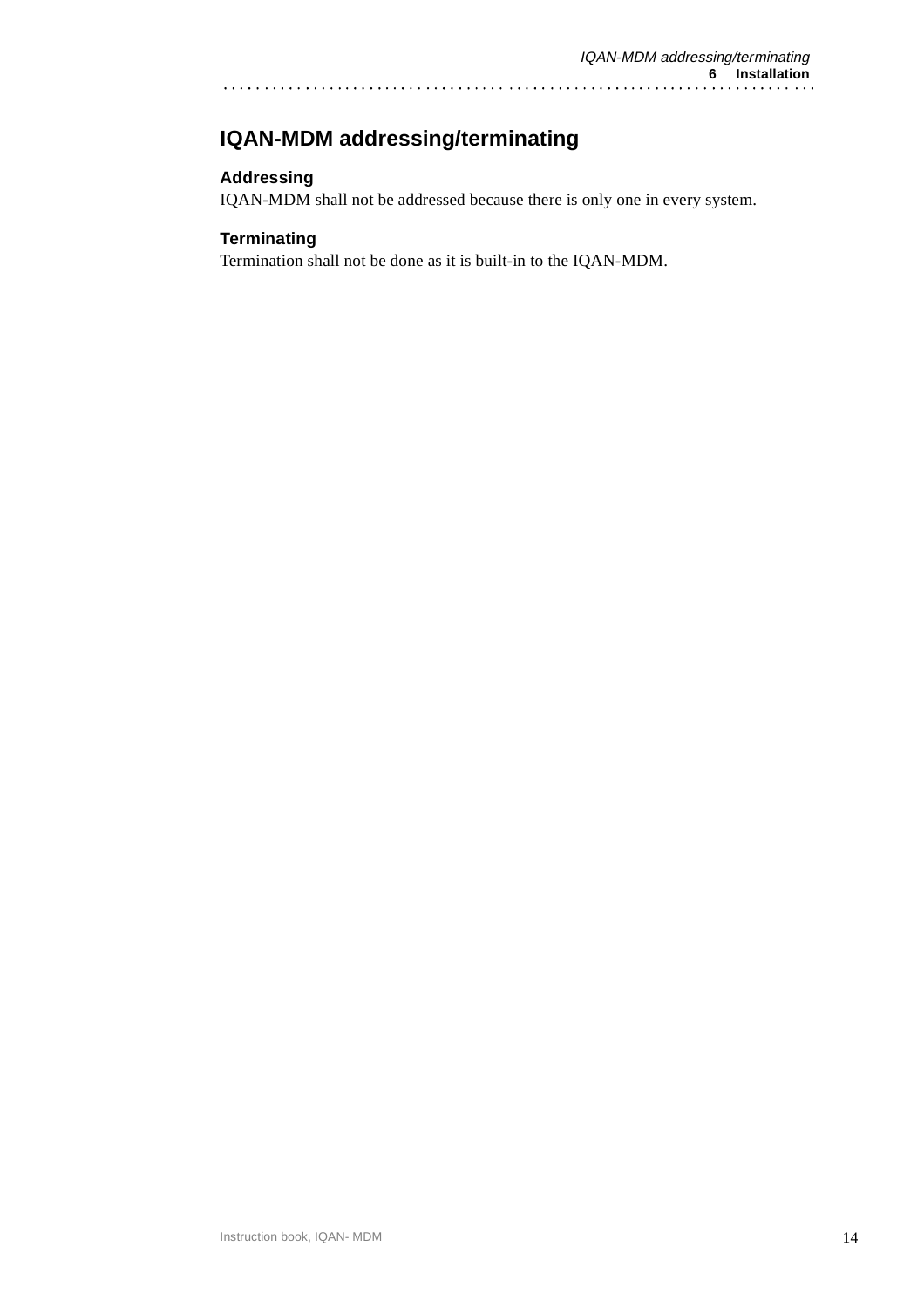# IQAN-MDM addressing/terminating

### Addressing

IQAN-MDM shall not be addressed because there is only one in every system.

### Terminating

Termination shall not be done as it is built-in to the IQAN-MDM.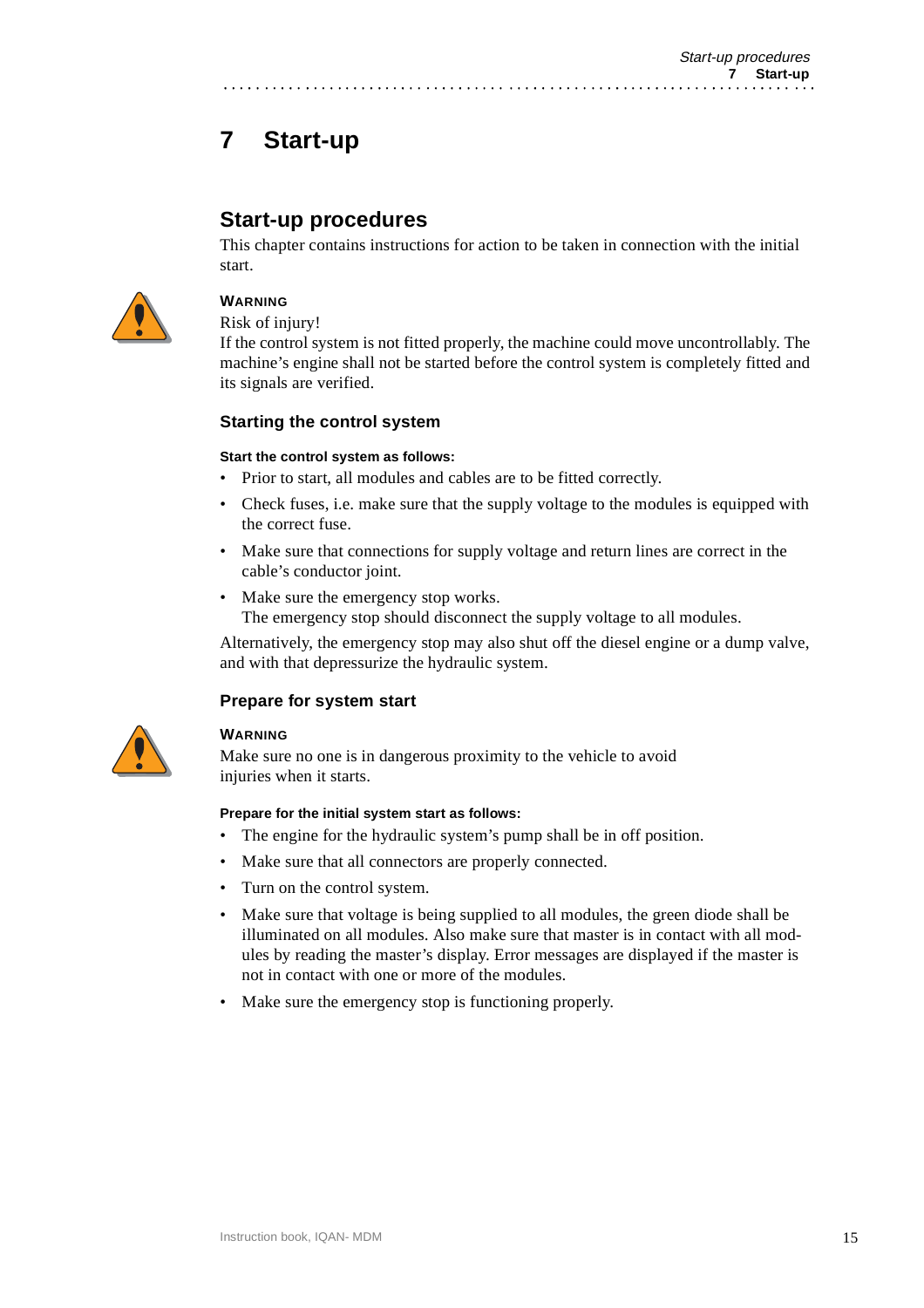# 7 Start-up

## Start-up procedures

This chapter contains instructions for action to be taken in connection with the initial start.

**WARNING**

Risk of injury!

If the control system is not fitted properly, the machine could move uncontrollably. The machine's engine shall not be started before the control system is completely fitted and its signals are verified.

### Starting the control system

**Start the control system as follows:**

- Prior to start, all modules and cables are to be fitted correctly.
- Check fuses, i.e. make sure that the supply voltage to the modules is equipped with the correct fuse.
- Make sure that connections for supply voltage and return lines are correct in the cable's conductor joint.
- Make sure the emergency stop works.
  The emergency stop should disconnect the supply voltage to all modules.

Alternatively, the emergency stop may also shut off the diesel engine or a dump valve, and with that depressurize the hydraulic system.

### Prepare for system start

**WARNING**

Make sure no one is in dangerous proximity to the vehicle to avoid injuries when it starts.

**Prepare for the initial system start as follows:**

- The engine for the hydraulic system's pump shall be in off position.
- Make sure that all connectors are properly connected.
- Turn on the control system.
- Make sure that voltage is being supplied to all modules, the green diode shall be illuminated on all modules. Also make sure that master is in contact with all modules by reading the master's display. Error messages are displayed if the master is not in contact with one or more of the modules.
- Make sure the emergency stop is functioning properly.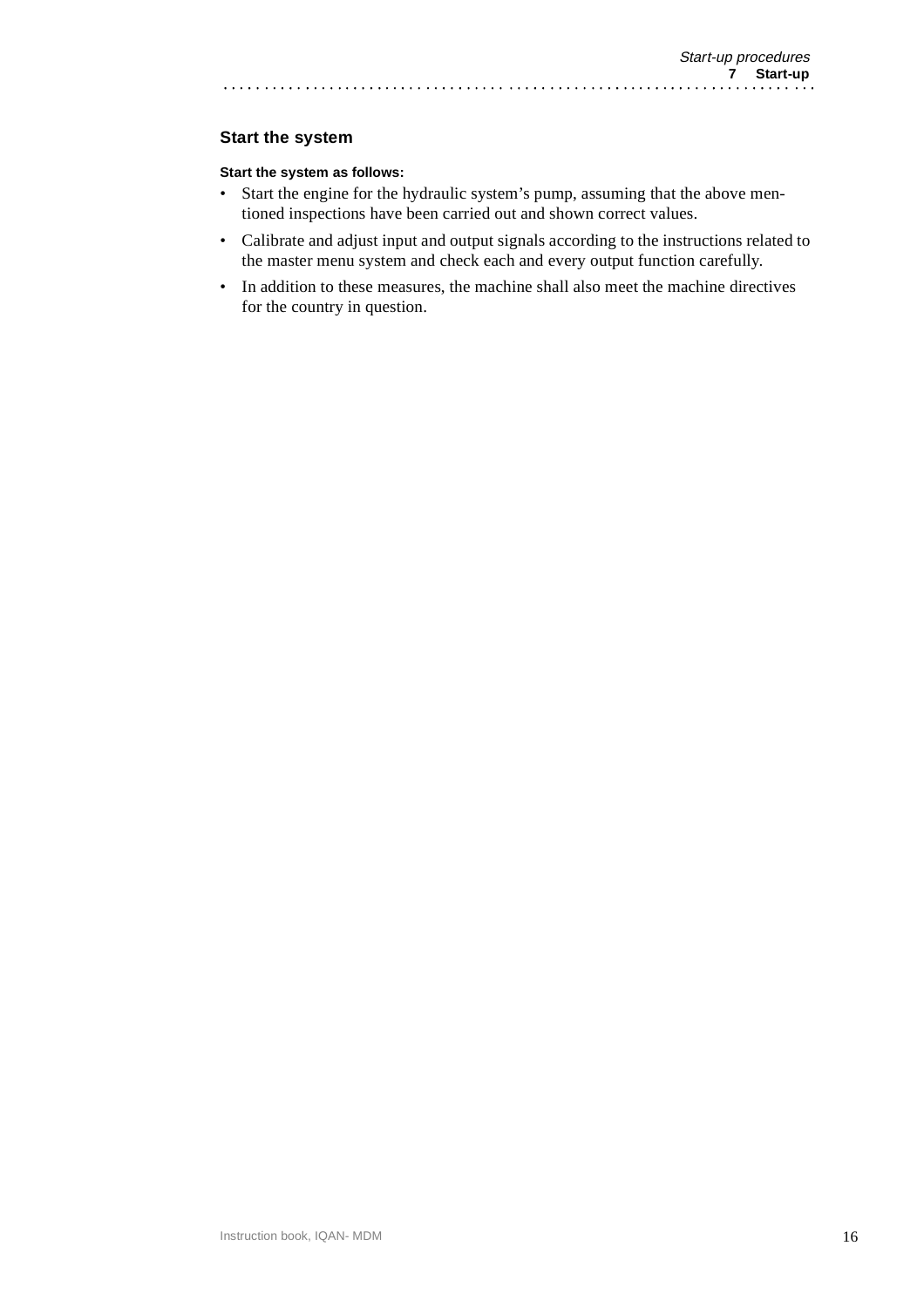## Start the system

**Start the system as follows:**

- Start the engine for the hydraulic system's pump, assuming that the above mentioned inspections have been carried out and shown correct values.
- Calibrate and adjust input and output signals according to the instructions related to the master menu system and check each and every output function carefully.
- In addition to these measures, the machine shall also meet the machine directives for the country in question.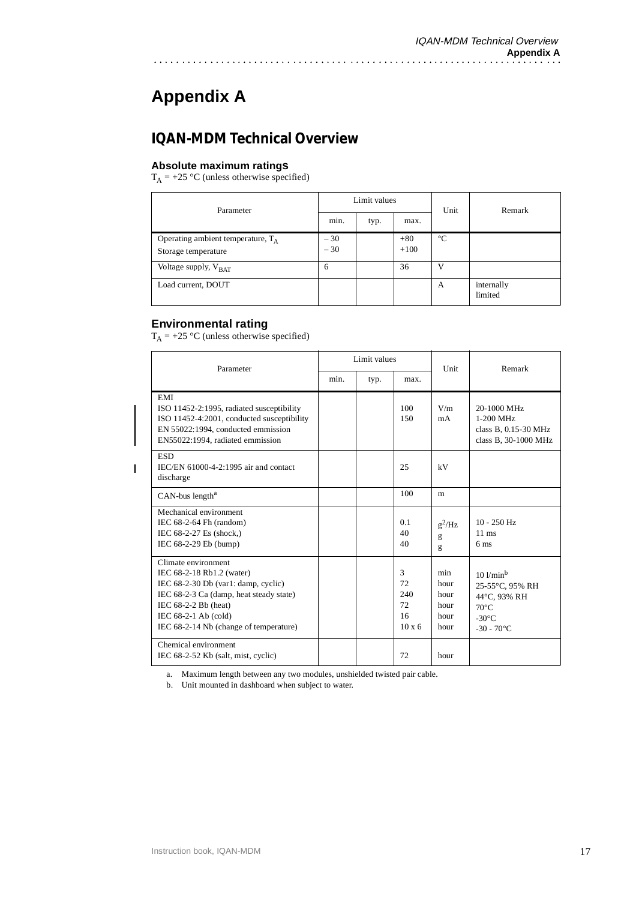# Appendix A

## IQAN-MDM Technical Overview

### Absolute maximum ratings

$T_A$ = +25 °C (unless otherwise specified)

| Parameter | Limit values | | | Unit | Remark |
|---|---|---|---|---|---|
| | min. | typ. | max. | | |
| Operating ambient temperature, $T_A$<br>Storage temperature | – 30<br>– 30 | | +80<br>+100 | °C | |
| Voltage supply, $V_{BAT}$ | 6 | | 36 | V | |
| Load current, DOUT | | | | A | internally limited |

### Environmental rating

$T_A$ = +25 °C (unless otherwise specified)

| Parameter | Limit values | | | Unit | Remark |
|---|---|---|---|---|---|
| | min. | typ. | max. | | |
| EMI<br>ISO 11452-2:1995, radiated susceptibility<br>ISO 11452-4:2001, conducted susceptibility<br>EN 55022:1994, conducted emmission<br>EN55022:1994, radiated emmission | | | 100<br>150 | V/m<br>mA | 20-1000 MHz<br>1-200 MHz<br>class B, 0.15-30 MHz<br>class B, 30-1000 MHz |
| ESD<br>IEC/EN 61000-4-2:1995 air and contact discharge | | | 25 | kV | |
| CAN-bus length[a] | | | 100 | m | |
| Mechanical environment<br>IEC 68-2-64 Fh (random)<br>IEC 68-2-27 Es (shock,)<br>IEC 68-2-29 Eb (bump) | | | 0.1<br>40<br>40 | $g^2$/Hz<br>g<br>g | 10 - 250 Hz<br>11 ms<br>6 ms |
| Climate environment<br>IEC 68-2-18 Rb1.2 (water)<br>IEC 68-2-30 Db (var1: damp, cyclic)<br>IEC 68-2-3 Ca (damp, heat steady state)<br>IEC 68-2-2 Bb (heat)<br>IEC 68-2-1 Ab (cold)<br>IEC 68-2-14 Nb (change of temperature) | | | 3<br>72<br>240<br>72<br>16<br>10 x 6 | min<br>hour<br>hour<br>hour<br>hour<br>hour | 10 l/min[b]<br>25-55°C, 95% RH<br>44°C, 93% RH<br>70°C<br>-30°C<br>-30 - 70°C |
| Chemical environment<br>IEC 68-2-52 Kb (salt, mist, cyclic) | | | 72 | hour | |

a. Maximum length between any two modules, unshielded twisted pair cable.

b. Unit mounted in dashboard when subject to water.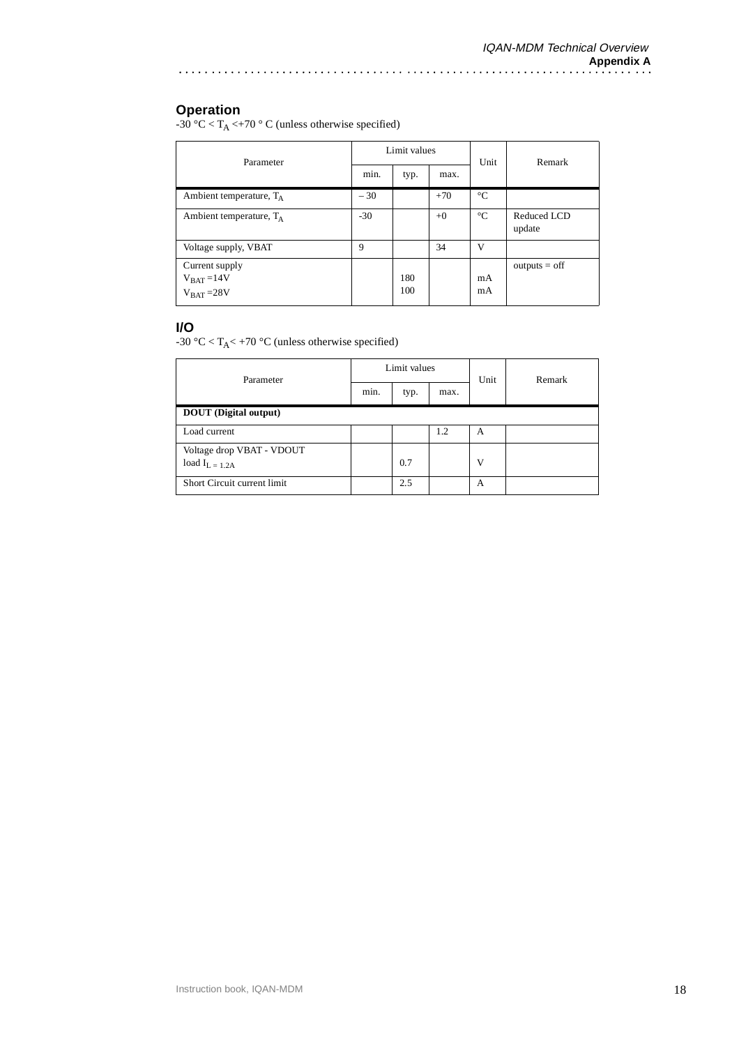## Operation

-30 °C < $T_A$ <+70 ° C (unless otherwise specified)

| Parameter | Limit values | | | Unit | Remark |
|---|---|---|---|---|---|
| | min. | typ. | max. | | |
| Ambient temperature, $T_A$ | – 30 | | +70 | °C | |
| Ambient temperature, $T_A$ | -30 | | +0 | °C | Reduced LCD update |
| Voltage supply, VBAT | 9 | | 34 | V | |
| Current supply<br>$V_{BAT}$ =14V<br>$V_{BAT}$ =28V | | <br>180<br>100 | | <br>mA<br>mA | outputs = off |

## I/O

-30 °C < $T_A$< +70 °C (unless otherwise specified)

| Parameter | Limit values | | | Unit | Remark |
|---|---|---|---|---|---|
| | min. | typ. | max. | | |
| **DOUT (Digital output)** | | | | | |
| Load current | | | 1.2 | A | |
| Voltage drop VBAT - VDOUT<br>load $I_{L = 1.2A}$ | | 0.7 | | V | |
| Short Circuit current limit | | 2.5 | | A | |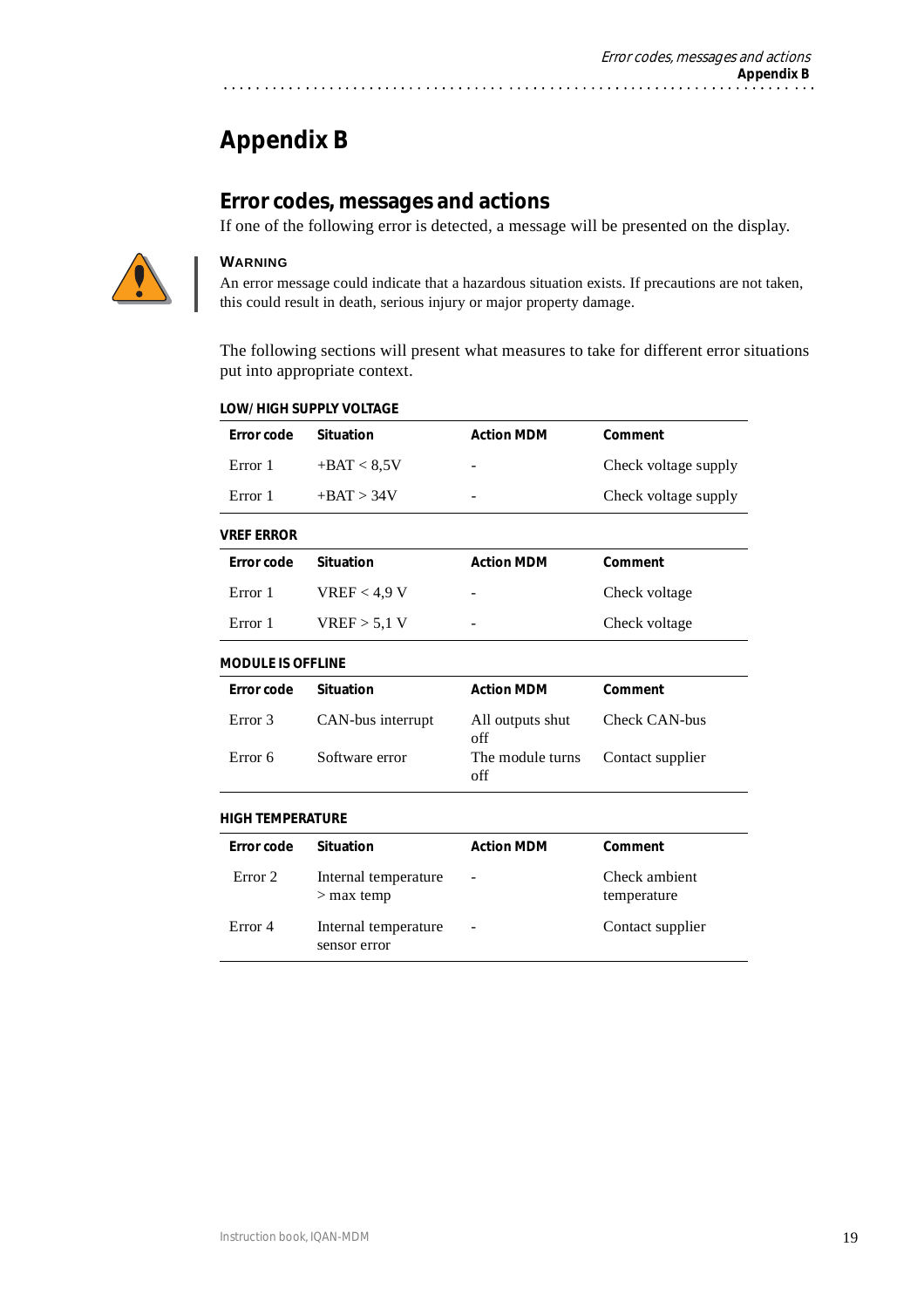# Appendix B

## Error codes, messages and actions

If one of the following error is detected, a message will be presented on the display.

**WARNING**

An error message could indicate that a hazardous situation exists. If precautions are not taken, this could result in death, serious injury or major property damage.

The following sections will present what measures to take for different error situations put into appropriate context.

#### LOW/ HIGH SUPPLY VOLTAGE

| Error code | Situation | Action MDM | Comment |
|---|---|---|---|
| Error 1 | +BAT < 8,5V | - | Check voltage supply |
| Error 1 | +BAT > 34V | - | Check voltage supply |

#### VREF ERROR

| Error code | Situation | Action MDM | Comment |
|---|---|---|---|
| Error 1 | VREF < 4,9 V | - | Check voltage |
| Error 1 | VREF > 5,1 V | - | Check voltage |

#### MODULE IS OFFLINE

| Error code | Situation | Action MDM | Comment |
|---|---|---|---|
| Error 3 | CAN-bus interrupt | All outputs shut off | Check CAN-bus |
| Error 6 | Software error | The module turns off | Contact supplier |

#### HIGH TEMPERATURE

| Error code | Situation | Action MDM | Comment |
|---|---|---|---|
| Error 2 | Internal temperature > max temp | - | Check ambient temperature |
| Error 4 | Internal temperature sensor error | - | Contact supplier |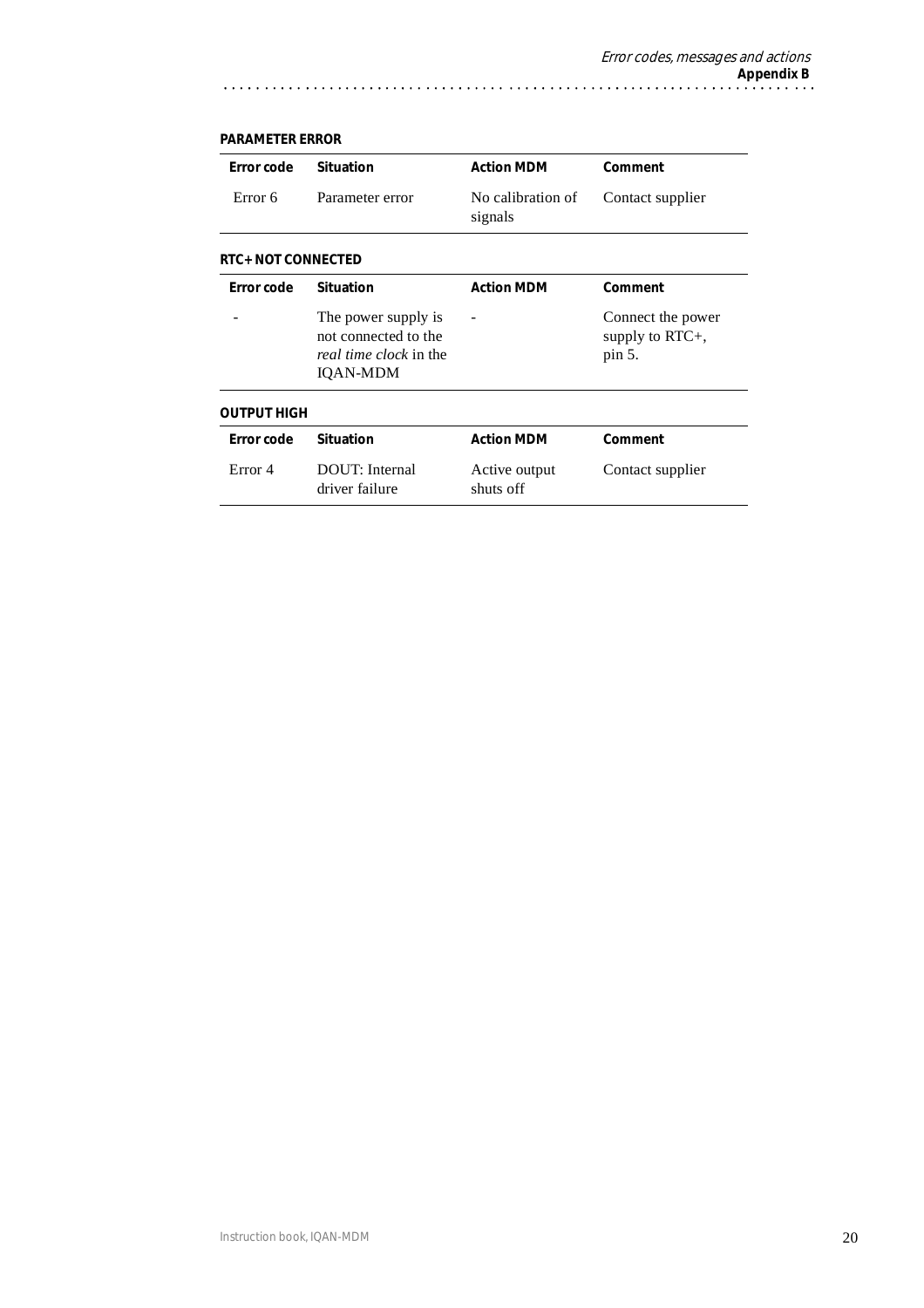#### PARAMETER ERROR

| Error code | Situation | Action MDM | Comment |
|---|---|---|---|
| Error 6 | Parameter error | No calibration of signals | Contact supplier |

#### RTC+ NOT CONNECTED

| Error code | Situation | Action MDM | Comment |
|---|---|---|---|
| - | The power supply is not connected to the *real time clock* in the IQAN-MDM | - | Connect the power supply to RTC+, pin 5. |

#### OUTPUT HIGH

| Error code | Situation | Action MDM | Comment |
|---|---|---|---|
| Error 4 | DOUT: Internal driver failure | Active output shuts off | Contact supplier |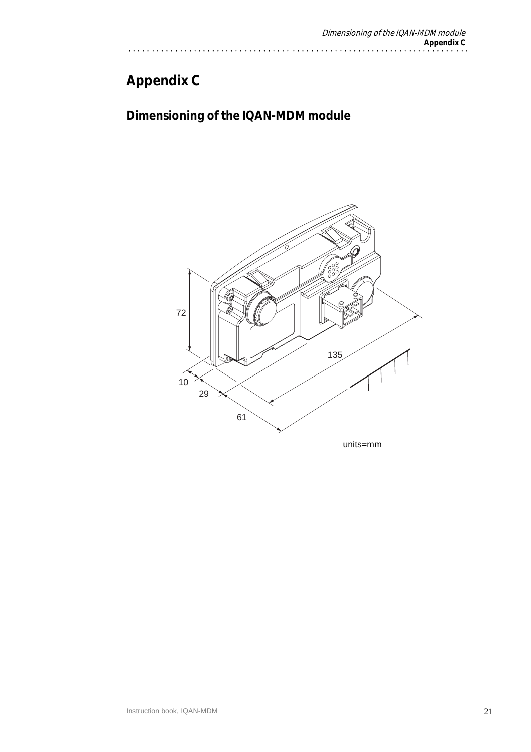# Appendix C

## Dimensioning of the IQAN-MDM module

72

135

10

29

61

units=mm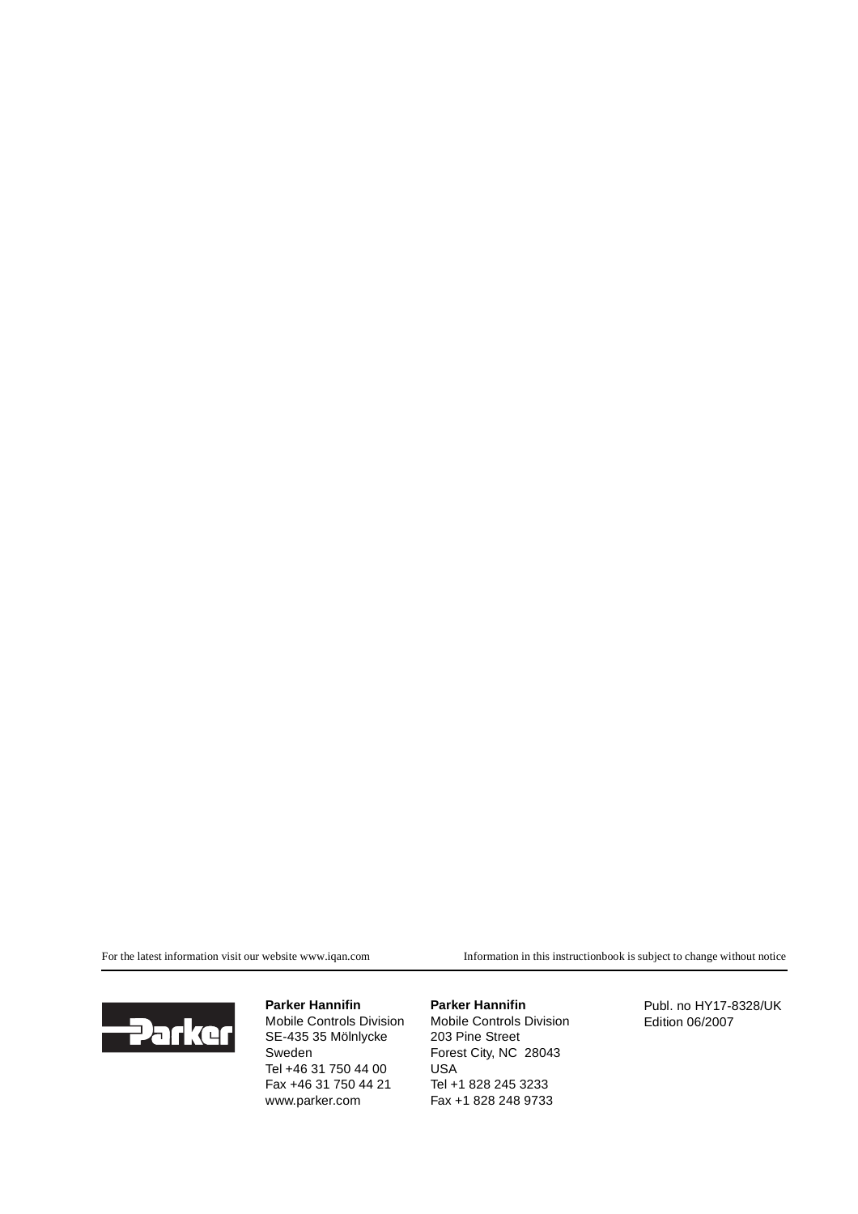For the latest information visit our website www.iqan.com

Information in this instructionbook is subject to change without notice

**Parker Hannifin**
Mobile Controls Division
SE-435 35 Mölnlycke
Sweden
Tel +46 31 750 44 00
Fax +46 31 750 44 21
www.parker.com

**Parker Hannifin**
Mobile Controls Division
203 Pine Street
Forest City, NC 28043
USA
Tel +1 828 245 3233
Fax +1 828 248 9733

Publ. no HY17-8328/UK
Edition 06/2007